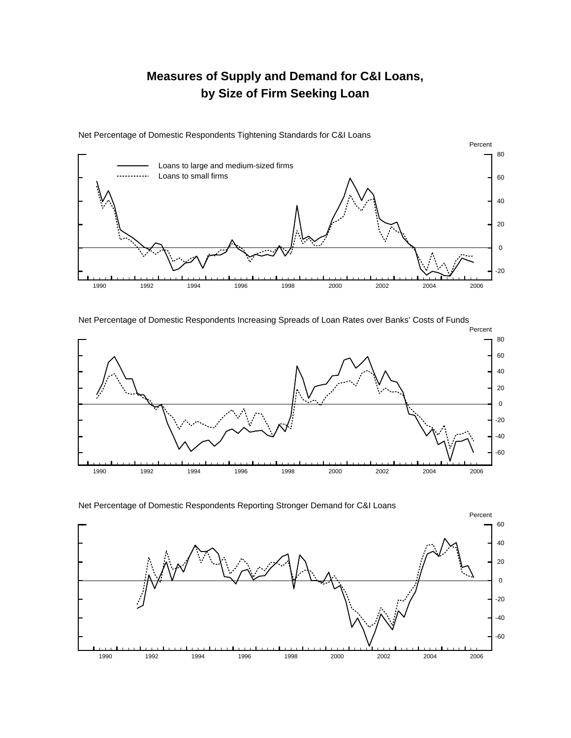# Measures of Supply and Demand for C&I Loans, by Size of Firm Seeking Loan

Net Percentage of Domestic Respondents Tightening Standards for C&I Loans

Percent

Loans to large and medium-sized firms

Loans to small firms

80, 60, 40, 20, 0, -20

1990, 1992, 1994, 1996, 1998, 2000, 2002, 2004, 2006

Net Percentage of Domestic Respondents Increasing Spreads of Loan Rates over Banks' Costs of Funds

Percent

80, 60, 40, 20, 0, -20, -40, -60

1990, 1992, 1994, 1996, 1998, 2000, 2002, 2004, 2006

Net Percentage of Domestic Respondents Reporting Stronger Demand for C&I Loans

Percent

60, 40, 20, 0, -20, -40, -60

1990, 1992, 1994, 1996, 1998, 2000, 2002, 2004, 2006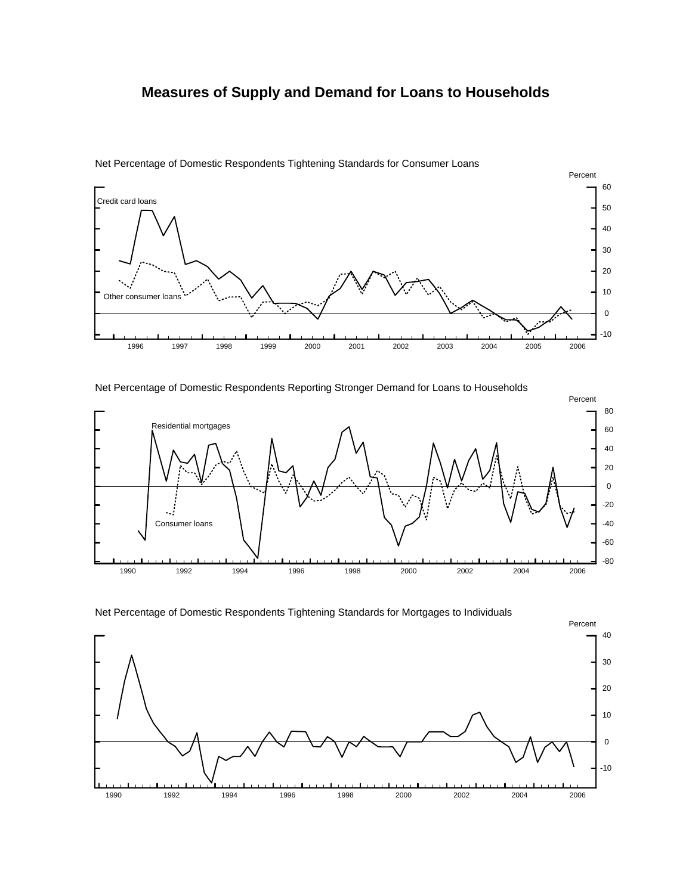# Measures of Supply and Demand for Loans to Households

Net Percentage of Domestic Respondents Tightening Standards for Consumer Loans

Percent

60
50
40
30
20
10
0
-10

Credit card loans

Other consumer loans

1996 1997 1998 1999 2000 2001 2002 2003 2004 2005 2006

Net Percentage of Domestic Respondents Reporting Stronger Demand for Loans to Households

Percent

80
60
40
20
0
-20
-40
-60
-80

Residential mortgages

Consumer loans

1990 1992 1994 1996 1998 2000 2002 2004 2006

Net Percentage of Domestic Respondents Tightening Standards for Mortgages to Individuals

Percent

40
30
20
10
0
-10

1990 1992 1994 1996 1998 2000 2002 2004 2006